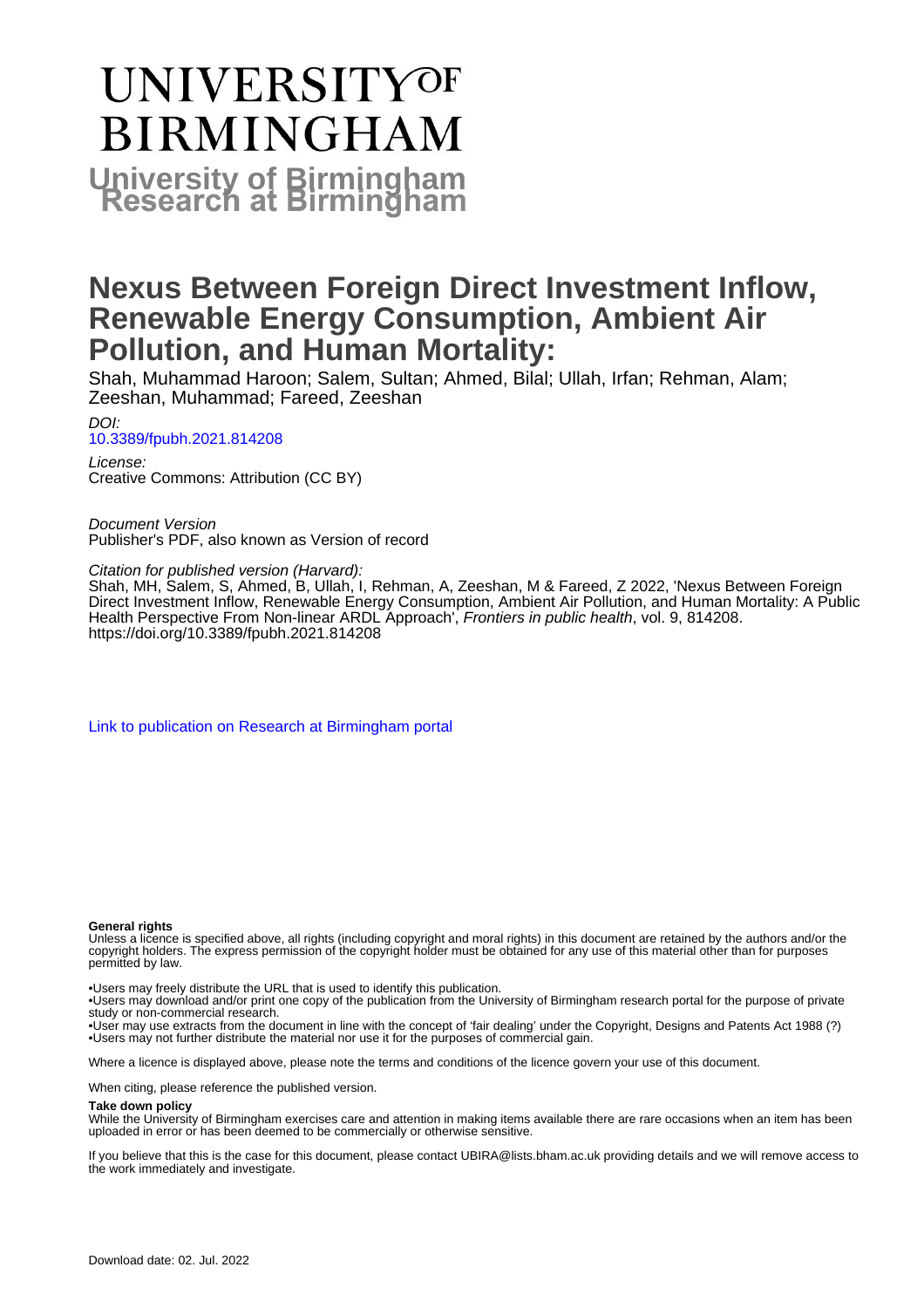# UNIVERSITY OF BIRMINGHAM

**University of Birmingham Research at Birmingham**

# Nexus Between Foreign Direct Investment Inflow, Renewable Energy Consumption, Ambient Air Pollution, and Human Mortality:

Shah, Muhammad Haroon; Salem, Sultan; Ahmed, Bilal; Ullah, Irfan; Rehman, Alam; Zeeshan, Muhammad; Fareed, Zeeshan

*DOI:*
10.3389/fpubh.2021.814208

*License:*
Creative Commons: Attribution (CC BY)

*Document Version*
Publisher's PDF, also known as Version of record

*Citation for published version (Harvard):*
Shah, MH, Salem, S, Ahmed, B, Ullah, I, Rehman, A, Zeeshan, M & Fareed, Z 2022, 'Nexus Between Foreign Direct Investment Inflow, Renewable Energy Consumption, Ambient Air Pollution, and Human Mortality: A Public Health Perspective From Non-linear ARDL Approach', *Frontiers in public health*, vol. 9, 814208. https://doi.org/10.3389/fpubh.2021.814208

Link to publication on Research at Birmingham portal

**General rights**
Unless a licence is specified above, all rights (including copyright and moral rights) in this document are retained by the authors and/or the copyright holders. The express permission of the copyright holder must be obtained for any use of this material other than for purposes permitted by law.

•Users may freely distribute the URL that is used to identify this publication.
•Users may download and/or print one copy of the publication from the University of Birmingham research portal for the purpose of private study or non-commercial research.
•User may use extracts from the document in line with the concept of 'fair dealing' under the Copyright, Designs and Patents Act 1988 (?)
•Users may not further distribute the material nor use it for the purposes of commercial gain.

Where a licence is displayed above, please note the terms and conditions of the licence govern your use of this document.

When citing, please reference the published version.

**Take down policy**
While the University of Birmingham exercises care and attention in making items available there are rare occasions when an item has been uploaded in error or has been deemed to be commercially or otherwise sensitive.

If you believe that this is the case for this document, please contact UBIRA@lists.bham.ac.uk providing details and we will remove access to the work immediately and investigate.

Download date: 02. Jul. 2022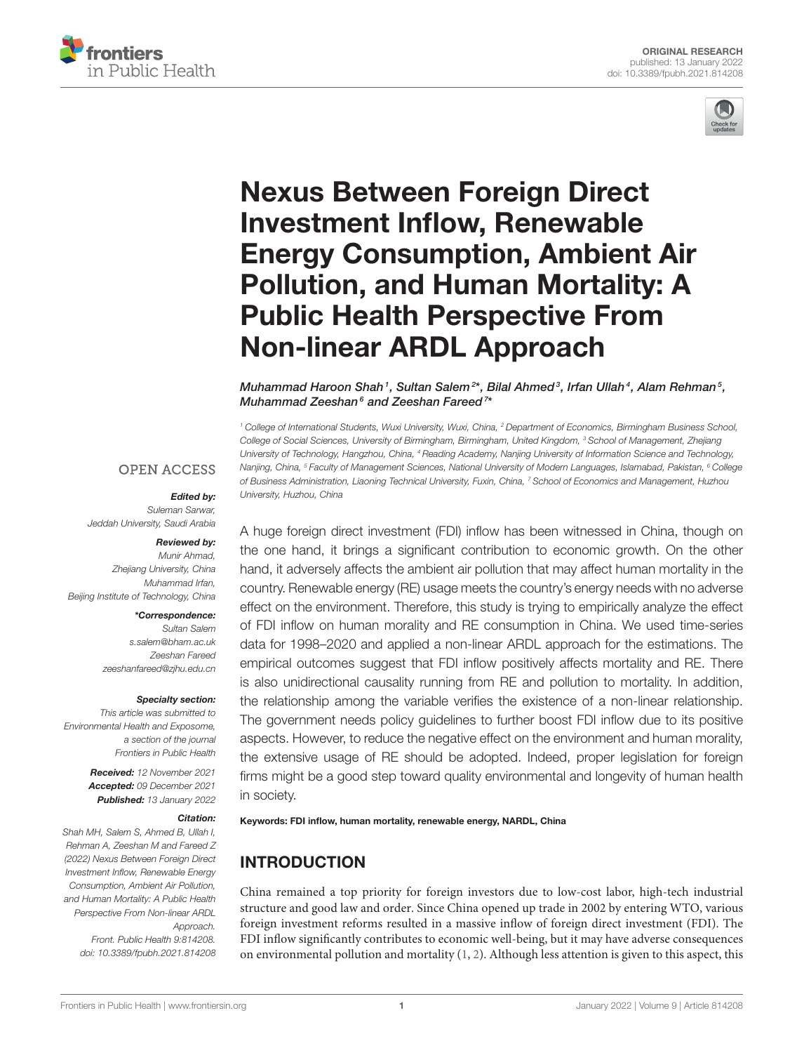# Nexus Between Foreign Direct Investment Inflow, Renewable Energy Consumption, Ambient Air Pollution, and Human Mortality: A Public Health Perspective From Non-linear ARDL Approach

*Muhammad Haroon Shah[1], Sultan Salem[2*], Bilal Ahmed[3], Irfan Ullah[4], Alam Rehman[5], Muhammad Zeeshan[6] and Zeeshan Fareed[7*]*

[1] College of International Students, Wuxi University, Wuxi, China, [2] Department of Economics, Birmingham Business School, College of Social Sciences, University of Birmingham, Birmingham, United Kingdom, [3] School of Management, Zhejiang University of Technology, Hangzhou, China, [4] Reading Academy, Nanjing University of Information Science and Technology, Nanjing, China, [5] Faculty of Management Sciences, National University of Modern Languages, Islamabad, Pakistan, [6] College of Business Administration, Liaoning Technical University, Fuxin, China, [7] School of Economics and Management, Huzhou University, Huzhou, China

OPEN ACCESS

***Edited by:***
*Suleman Sarwar,*
*Jeddah University, Saudi Arabia*

***Reviewed by:***
*Munir Ahmad,*
*Zhejiang University, China*
*Muhammad Irfan,*
*Beijing Institute of Technology, China*

***\*Correspondence:***
*Sultan Salem*
*s.salem@bham.ac.uk*
*Zeeshan Fareed*
*zeeshanfareed@zjhu.edu.cn*

***Specialty section:***
*This article was submitted to Environmental Health and Exposome, a section of the journal Frontiers in Public Health*

***Received:*** *12 November 2021*
***Accepted:*** *09 December 2021*
***Published:*** *13 January 2022*

***Citation:***
*Shah MH, Salem S, Ahmed B, Ullah I, Rehman A, Zeeshan M and Fareed Z (2022) Nexus Between Foreign Direct Investment Inflow, Renewable Energy Consumption, Ambient Air Pollution, and Human Mortality: A Public Health Perspective From Non-linear ARDL Approach. Front. Public Health 9:814208. doi: 10.3389/fpubh.2021.814208*

A huge foreign direct investment (FDI) inflow has been witnessed in China, though on the one hand, it brings a significant contribution to economic growth. On the other hand, it adversely affects the ambient air pollution that may affect human mortality in the country. Renewable energy (RE) usage meets the country's energy needs with no adverse effect on the environment. Therefore, this study is trying to empirically analyze the effect of FDI inflow on human morality and RE consumption in China. We used time-series data for 1998–2020 and applied a non-linear ARDL approach for the estimations. The empirical outcomes suggest that FDI inflow positively affects mortality and RE. There is also unidirectional causality running from RE and pollution to mortality. In addition, the relationship among the variable verifies the existence of a non-linear relationship. The government needs policy guidelines to further boost FDI inflow due to its positive aspects. However, to reduce the negative effect on the environment and human morality, the extensive usage of RE should be adopted. Indeed, proper legislation for foreign firms might be a good step toward quality environmental and longevity of human health in society.

**Keywords: FDI inflow, human mortality, renewable energy, NARDL, China**

## INTRODUCTION

China remained a top priority for foreign investors due to low-cost labor, high-tech industrial structure and good law and order. Since China opened up trade in 2002 by entering WTO, various foreign investment reforms resulted in a massive inflow of foreign direct investment (FDI). The FDI inflow significantly contributes to economic well-being, but it may have adverse consequences on environmental pollution and mortality (1, 2). Although less attention is given to this aspect, this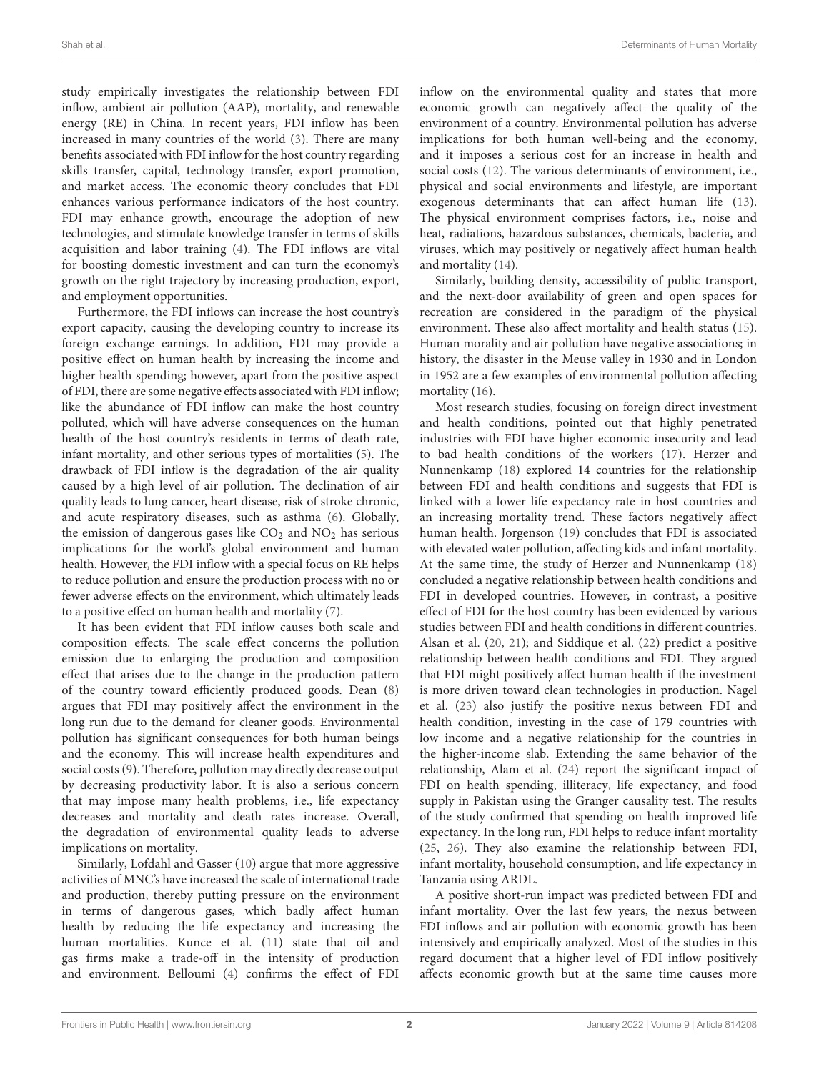study empirically investigates the relationship between FDI inflow, ambient air pollution (AAP), mortality, and renewable energy (RE) in China. In recent years, FDI inflow has been increased in many countries of the world (3). There are many benefits associated with FDI inflow for the host country regarding skills transfer, capital, technology transfer, export promotion, and market access. The economic theory concludes that FDI enhances various performance indicators of the host country. FDI may enhance growth, encourage the adoption of new technologies, and stimulate knowledge transfer in terms of skills acquisition and labor training (4). The FDI inflows are vital for boosting domestic investment and can turn the economy's growth on the right trajectory by increasing production, export, and employment opportunities.

Furthermore, the FDI inflows can increase the host country's export capacity, causing the developing country to increase its foreign exchange earnings. In addition, FDI may provide a positive effect on human health by increasing the income and higher health spending; however, apart from the positive aspect of FDI, there are some negative effects associated with FDI inflow; like the abundance of FDI inflow can make the host country polluted, which will have adverse consequences on the human health of the host country's residents in terms of death rate, infant mortality, and other serious types of mortalities (5). The drawback of FDI inflow is the degradation of the air quality caused by a high level of air pollution. The declination of air quality leads to lung cancer, heart disease, risk of stroke chronic, and acute respiratory diseases, such as asthma (6). Globally, the emission of dangerous gases like $CO_2$ and $NO_2$ has serious implications for the world's global environment and human health. However, the FDI inflow with a special focus on RE helps to reduce pollution and ensure the production process with no or fewer adverse effects on the environment, which ultimately leads to a positive effect on human health and mortality (7).

It has been evident that FDI inflow causes both scale and composition effects. The scale effect concerns the pollution emission due to enlarging the production and composition effect that arises due to the change in the production pattern of the country toward efficiently produced goods. Dean (8) argues that FDI may positively affect the environment in the long run due to the demand for cleaner goods. Environmental pollution has significant consequences for both human beings and the economy. This will increase health expenditures and social costs (9). Therefore, pollution may directly decrease output by decreasing productivity labor. It is also a serious concern that may impose many health problems, i.e., life expectancy decreases and mortality and death rates increase. Overall, the degradation of environmental quality leads to adverse implications on mortality.

Similarly, Lofdahl and Gasser (10) argue that more aggressive activities of MNC's have increased the scale of international trade and production, thereby putting pressure on the environment in terms of dangerous gases, which badly affect human health by reducing the life expectancy and increasing the human mortalities. Kunce et al. (11) state that oil and gas firms make a trade-off in the intensity of production and environment. Belloumi (4) confirms the effect of FDI inflow on the environmental quality and states that more economic growth can negatively affect the quality of the environment of a country. Environmental pollution has adverse implications for both human well-being and the economy, and it imposes a serious cost for an increase in health and social costs (12). The various determinants of environment, i.e., physical and social environments and lifestyle, are important exogenous determinants that can affect human life (13). The physical environment comprises factors, i.e., noise and heat, radiations, hazardous substances, chemicals, bacteria, and viruses, which may positively or negatively affect human health and mortality (14).

Similarly, building density, accessibility of public transport, and the next-door availability of green and open spaces for recreation are considered in the paradigm of the physical environment. These also affect mortality and health status (15). Human morality and air pollution have negative associations; in history, the disaster in the Meuse valley in 1930 and in London in 1952 are a few examples of environmental pollution affecting mortality (16).

Most research studies, focusing on foreign direct investment and health conditions, pointed out that highly penetrated industries with FDI have higher economic insecurity and lead to bad health conditions of the workers (17). Herzer and Nunnenkamp (18) explored 14 countries for the relationship between FDI and health conditions and suggests that FDI is linked with a lower life expectancy rate in host countries and an increasing mortality trend. These factors negatively affect human health. Jorgenson (19) concludes that FDI is associated with elevated water pollution, affecting kids and infant mortality. At the same time, the study of Herzer and Nunnenkamp (18) concluded a negative relationship between health conditions and FDI in developed countries. However, in contrast, a positive effect of FDI for the host country has been evidenced by various studies between FDI and health conditions in different countries. Alsan et al. (20, 21); and Siddique et al. (22) predict a positive relationship between health conditions and FDI. They argued that FDI might positively affect human health if the investment is more driven toward clean technologies in production. Nagel et al. (23) also justify the positive nexus between FDI and health condition, investing in the case of 179 countries with low income and a negative relationship for the countries in the higher-income slab. Extending the same behavior of the relationship, Alam et al. (24) report the significant impact of FDI on health spending, illiteracy, life expectancy, and food supply in Pakistan using the Granger causality test. The results of the study confirmed that spending on health improved life expectancy. In the long run, FDI helps to reduce infant mortality (25, 26). They also examine the relationship between FDI, infant mortality, household consumption, and life expectancy in Tanzania using ARDL.

A positive short-run impact was predicted between FDI and infant mortality. Over the last few years, the nexus between FDI inflows and air pollution with economic growth has been intensively and empirically analyzed. Most of the studies in this regard document that a higher level of FDI inflow positively affects economic growth but at the same time causes more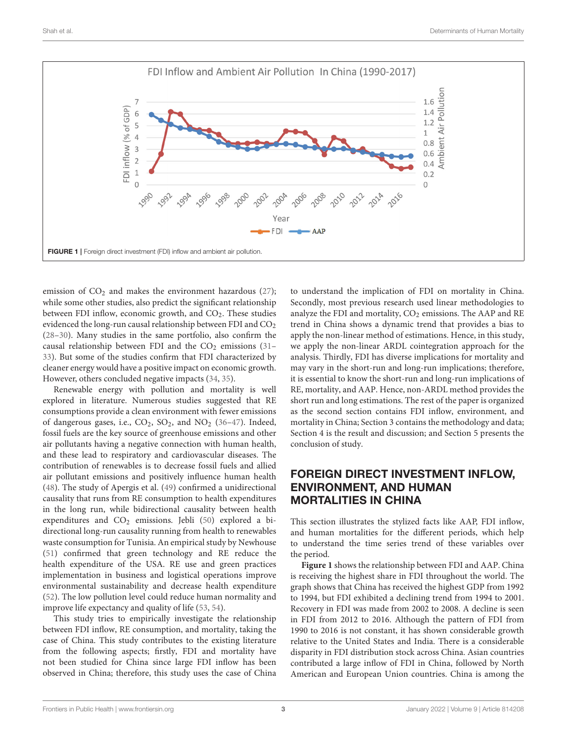FIGURE 1 | Foreign direct investment (FDI) inflow and ambient air pollution.

emission of $CO_2$ and makes the environment hazardous (27); while some other studies, also predict the significant relationship between FDI inflow, economic growth, and $CO_2$. These studies evidenced the long-run causal relationship between FDI and $CO_2$ (28–30). Many studies in the same portfolio, also confirm the causal relationship between FDI and the $CO_2$ emissions (31–33). But some of the studies confirm that FDI characterized by cleaner energy would have a positive impact on economic growth. However, others concluded negative impacts (34, 35).

Renewable energy with pollution and mortality is well explored in literature. Numerous studies suggested that RE consumptions provide a clean environment with fewer emissions of dangerous gases, i.e., $CO_2$, $SO_2$, and $NO_2$ (36–47). Indeed, fossil fuels are the key source of greenhouse emissions and other air pollutants having a negative connection with human health, and these lead to respiratory and cardiovascular diseases. The contribution of renewables is to decrease fossil fuels and allied air pollutant emissions and positively influence human health (48). The study of Apergis et al. (49) confirmed a unidirectional causality that runs from RE consumption to health expenditures in the long run, while bidirectional causality between health expenditures and $CO_2$ emissions. Jebli (50) explored a bi-directional long-run causality running from health to renewables waste consumption for Tunisia. An empirical study by Newhouse (51) confirmed that green technology and RE reduce the health expenditure of the USA. RE use and green practices implementation in business and logistical operations improve environmental sustainability and decrease health expenditure (52). The low pollution level could reduce human normality and improve life expectancy and quality of life (53, 54).

This study tries to empirically investigate the relationship between FDI inflow, RE consumption, and mortality, taking the case of China. This study contributes to the existing literature from the following aspects; firstly, FDI and mortality have not been studied for China since large FDI inflow has been observed in China; therefore, this study uses the case of China to understand the implication of FDI on mortality in China. Secondly, most previous research used linear methodologies to analyze the FDI and mortality, $CO_2$ emissions. The AAP and RE trend in China shows a dynamic trend that provides a bias to apply the non-linear method of estimations. Hence, in this study, we apply the non-linear ARDL cointegration approach for the analysis. Thirdly, FDI has diverse implications for mortality and may vary in the short-run and long-run implications; therefore, it is essential to know the short-run and long-run implications of RE, mortality, and AAP. Hence, non-ARDL method provides the short run and long estimations. The rest of the paper is organized as the second section contains FDI inflow, environment, and mortality in China; Section 3 contains the methodology and data; Section 4 is the result and discussion; and Section 5 presents the conclusion of study.

## FOREIGN DIRECT INVESTMENT INFLOW, ENVIRONMENT, AND HUMAN MORTALITIES IN CHINA

This section illustrates the stylized facts like AAP, FDI inflow, and human mortalities for the different periods, which help to understand the time series trend of these variables over the period.

**Figure 1** shows the relationship between FDI and AAP. China is receiving the highest share in FDI throughout the world. The graph shows that China has received the highest GDP from 1992 to 1994, but FDI exhibited a declining trend from 1994 to 2001. Recovery in FDI was made from 2002 to 2008. A decline is seen in FDI from 2012 to 2016. Although the pattern of FDI from 1990 to 2016 is not constant, it has shown considerable growth relative to the United States and India. There is a considerable disparity in FDI distribution stock across China. Asian countries contributed a large inflow of FDI in China, followed by North American and European Union countries. China is among the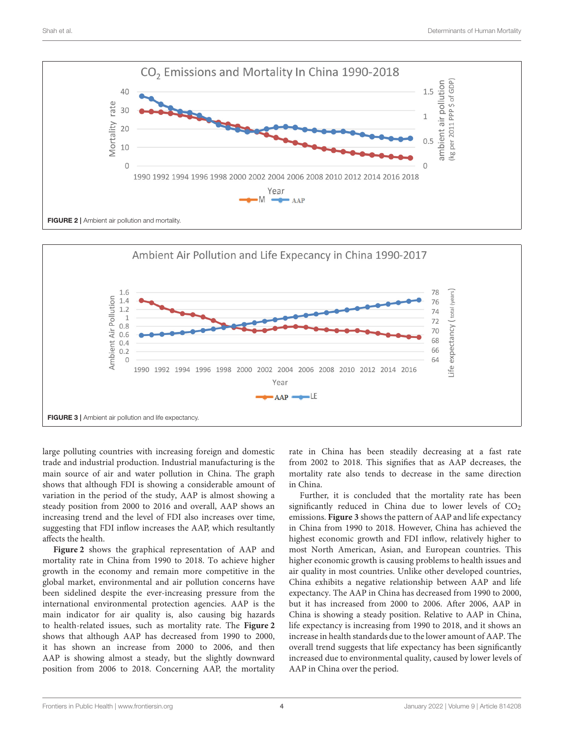FIGURE 2 | Ambient air pollution and mortality.

FIGURE 3 | Ambient air pollution and life expectancy.

large polluting countries with increasing foreign and domestic trade and industrial production. Industrial manufacturing is the main source of air and water pollution in China. The graph shows that although FDI is showing a considerable amount of variation in the period of the study, AAP is almost showing a steady position from 2000 to 2016 and overall, AAP shows an increasing trend and the level of FDI also increases over time, suggesting that FDI inflow increases the AAP, which resultantly affects the health.

**Figure 2** shows the graphical representation of AAP and mortality rate in China from 1990 to 2018. To achieve higher growth in the economy and remain more competitive in the global market, environmental and air pollution concerns have been sidelined despite the ever-increasing pressure from the international environmental protection agencies. AAP is the main indicator for air quality is, also causing big hazards to health-related issues, such as mortality rate. The **Figure 2** shows that although AAP has decreased from 1990 to 2000, it has shown an increase from 2000 to 2006, and then AAP is showing almost a steady, but the slightly downward position from 2006 to 2018. Concerning AAP, the mortality rate in China has been steadily decreasing at a fast rate from 2002 to 2018. This signifies that as AAP decreases, the mortality rate also tends to decrease in the same direction in China.

Further, it is concluded that the mortality rate has been significantly reduced in China due to lower levels of $CO_2$ emissions. **Figure 3** shows the pattern of AAP and life expectancy in China from 1990 to 2018. However, China has achieved the highest economic growth and FDI inflow, relatively higher to most North American, Asian, and European countries. This higher economic growth is causing problems to health issues and air quality in most countries. Unlike other developed countries, China exhibits a negative relationship between AAP and life expectancy. The AAP in China has decreased from 1990 to 2000, but it has increased from 2000 to 2006. After 2006, AAP in China is showing a steady position. Relative to AAP in China, life expectancy is increasing from 1990 to 2018, and it shows an increase in health standards due to the lower amount of AAP. The overall trend suggests that life expectancy has been significantly increased due to environmental quality, caused by lower levels of AAP in China over the period.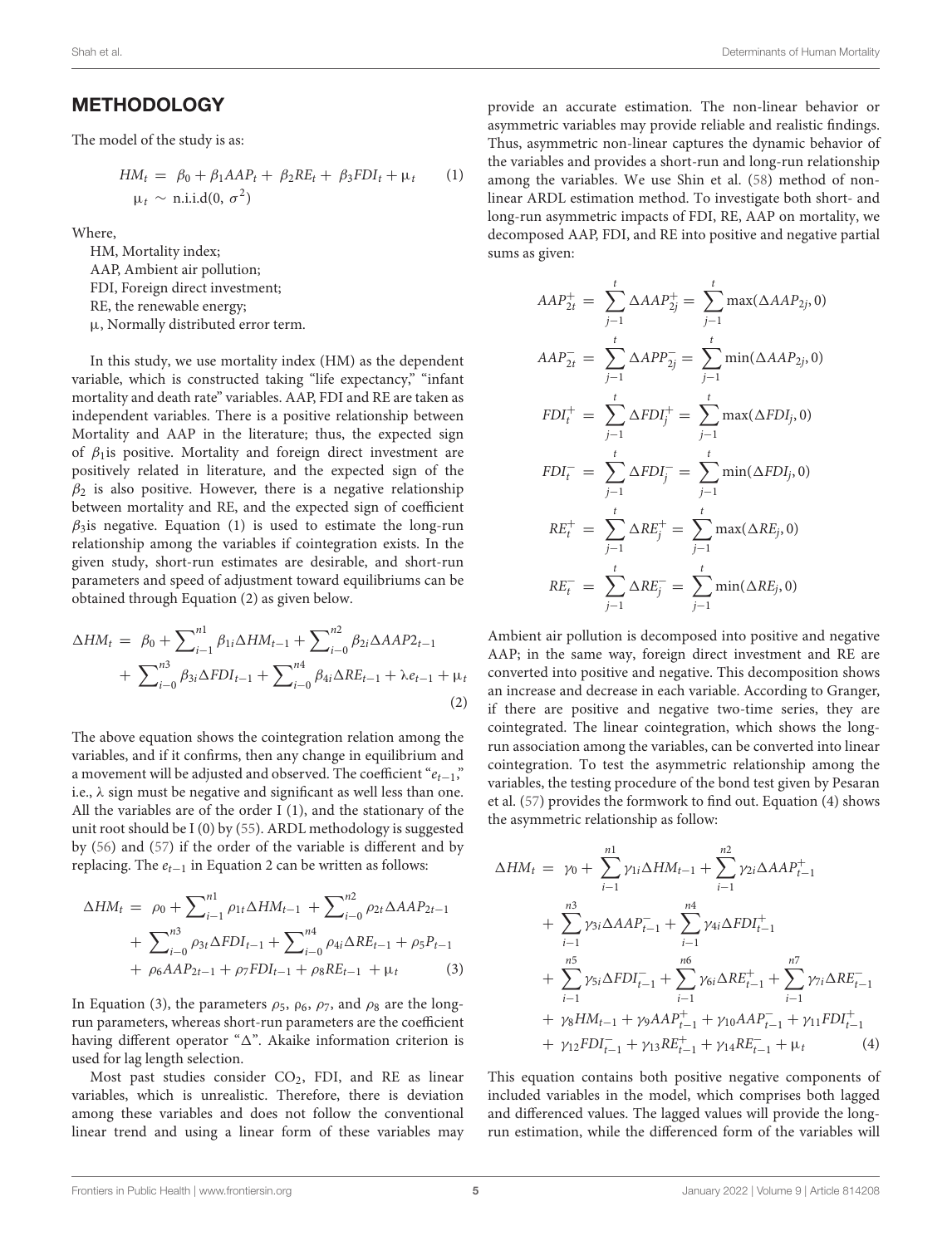## METHODOLOGY

The model of the study is as:

$$HM_t = \beta_0 + \beta_1 AAP_t + \beta_2 RE_t + \beta_3 FDI_t + \mu_t \quad (1)$$
$$\mu_t \sim \text{n.i.i.d}(0, \sigma^2)$$

Where,

HM, Mortality index;
AAP, Ambient air pollution;
FDI, Foreign direct investment;
RE, the renewable energy;
μ, Normally distributed error term.

In this study, we use mortality index (HM) as the dependent variable, which is constructed taking "life expectancy," "infant mortality and death rate" variables. AAP, FDI and RE are taken as independent variables. There is a positive relationship between Mortality and AAP in the literature; thus, the expected sign of $\beta_1$is positive. Mortality and foreign direct investment are positively related in literature, and the expected sign of the $\beta_2$ is also positive. However, there is a negative relationship between mortality and RE, and the expected sign of coefficient $\beta_3$is negative. Equation (1) is used to estimate the long-run relationship among the variables if cointegration exists. In the given study, short-run estimates are desirable, and short-run parameters and speed of adjustment toward equilibriums can be obtained through Equation (2) as given below.

$$\Delta HM_t = \beta_0 + \sum_{i-1}^{n1} \beta_{1i} \Delta HM_{t-1} + \sum_{i-0}^{n2} \beta_{2i} \Delta AAP2_{t-1} + \sum_{i-0}^{n3} \beta_{3i} \Delta FDI_{t-1} + \sum_{i-0}^{n4} \beta_{4i} \Delta RE_{t-1} + \lambda e_{t-1} + \mu_t \quad (2)$$

The above equation shows the cointegration relation among the variables, and if it confirms, then any change in equilibrium and a movement will be adjusted and observed. The coefficient "$e_{t-1}$," i.e., λ sign must be negative and significant as well less than one. All the variables are of the order I (1), and the stationary of the unit root should be I (0) by (55). ARDL methodology is suggested by (56) and (57) if the order of the variable is different and by replacing. The $e_{t-1}$ in Equation 2 can be written as follows:

$$\Delta HM_t = \rho_0 + \sum_{i-1}^{n1} \rho_{1t} \Delta HM_{t-1} + \sum_{i-0}^{n2} \rho_{2t} \Delta AAP_{2t-1} + \sum_{i-0}^{n3} \rho_{3t} \Delta FDI_{t-1} + \sum_{i-0}^{n4} \rho_{4i} \Delta RE_{t-1} + \rho_5 P_{t-1} + \rho_6 AAP_{2t-1} + \rho_7 FDI_{t-1} + \rho_8 RE_{t-1} + \mu_t \quad (3)$$

In Equation (3), the parameters $\rho_5$, $\rho_6$, $\rho_7$, and $\rho_8$ are the long-run parameters, whereas short-run parameters are the coefficient having different operator "Δ". Akaike information criterion is used for lag length selection.

Most past studies consider $CO_2$, FDI, and RE as linear variables, which is unrealistic. Therefore, there is deviation among these variables and does not follow the conventional linear trend and using a linear form of these variables may provide an accurate estimation. The non-linear behavior or asymmetric variables may provide reliable and realistic findings. Thus, asymmetric non-linear captures the dynamic behavior of the variables and provides a short-run and long-run relationship among the variables. We use Shin et al. (58) method of non-linear ARDL estimation method. To investigate both short- and long-run asymmetric impacts of FDI, RE, AAP on mortality, we decomposed AAP, FDI, and RE into positive and negative partial sums as given:

$$AAP_{2t}^{+} = \sum_{j-1}^{t} \Delta AAP_{2j}^{+} = \sum_{j-1}^{t} \max(\Delta AAP_{2j}, 0)$$

$$AAP_{2t}^{-} = \sum_{j-1}^{t} \Delta APP_{2j}^{-} = \sum_{j-1}^{t} \min(\Delta AAP_{2j}, 0)$$

$$FDI_t^{+} = \sum_{j-1}^{t} \Delta FDI_j^{+} = \sum_{j-1}^{t} \max(\Delta FDI_j, 0)$$

$$FDI_t^{-} = \sum_{j-1}^{t} \Delta FDI_j^{-} = \sum_{j-1}^{t} \min(\Delta FDI_j, 0)$$

$$RE_t^{+} = \sum_{j-1}^{t} \Delta RE_j^{+} = \sum_{j-1}^{t} \max(\Delta RE_j, 0)$$

$$RE_t^{-} = \sum_{j-1}^{t} \Delta RE_j^{-} = \sum_{j-1}^{t} \min(\Delta RE_j, 0)$$

Ambient air pollution is decomposed into positive and negative AAP; in the same way, foreign direct investment and RE are converted into positive and negative. This decomposition shows an increase and decrease in each variable. According to Granger, if there are positive and negative two-time series, they are cointegrated. The linear cointegration, which shows the long-run association among the variables, can be converted into linear cointegration. To test the asymmetric relationship among the variables, the testing procedure of the bond test given by Pesaran et al. (57) provides the formwork to find out. Equation (4) shows the asymmetric relationship as follow:

$$\Delta HM_t = \gamma_0 + \sum_{i-1}^{n1} \gamma_{1i} \Delta HM_{t-1} + \sum_{i-1}^{n2} \gamma_{2i} \Delta AAP_{t-1}^{+} + \sum_{i-1}^{n3} \gamma_{3i} \Delta AAP_{t-1}^{-} + \sum_{i-1}^{n4} \gamma_{4i} \Delta FDI_{t-1}^{+} + \sum_{i-1}^{n5} \gamma_{5i} \Delta FDI_{t-1}^{-} + \sum_{i-1}^{n6} \gamma_{6i} \Delta RE_{t-1}^{+} + \sum_{i-1}^{n7} \gamma_{7i} \Delta RE_{t-1}^{-} + \gamma_8 HM_{t-1} + \gamma_9 AAP_{t-1}^{+} + \gamma_{10} AAP_{t-1}^{-} + \gamma_{11} FDI_{t-1}^{+} + \gamma_{12} FDI_{t-1}^{-} + \gamma_{13} RE_{t-1}^{+} + \gamma_{14} RE_{t-1}^{-} + \mu_t \quad (4)$$

This equation contains both positive negative components of included variables in the model, which comprises both lagged and differenced values. The lagged values will provide the long-run estimation, while the differenced form of the variables will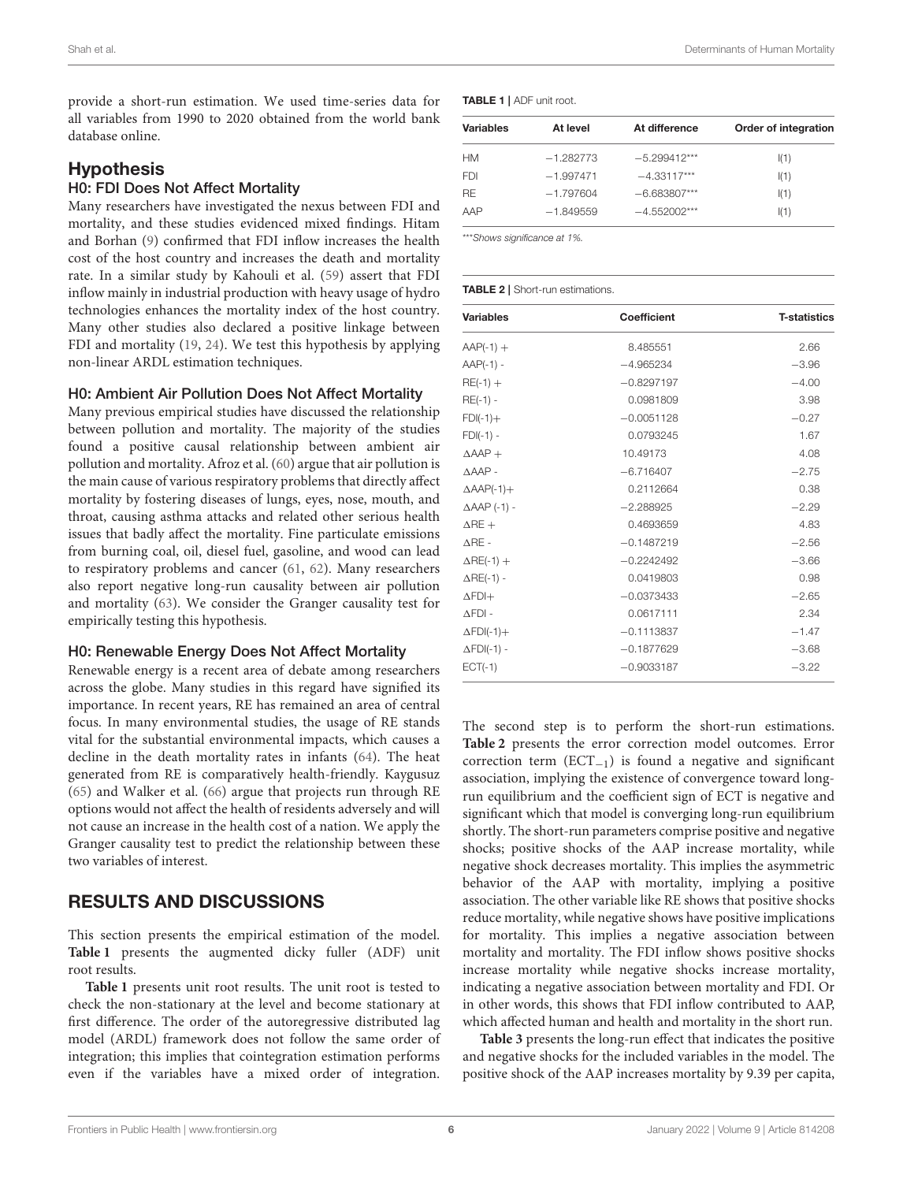provide a short-run estimation. We used time-series data for all variables from 1990 to 2020 obtained from the world bank database online.

## Hypothesis

### H0: FDI Does Not Affect Mortality

Many researchers have investigated the nexus between FDI and mortality, and these studies evidenced mixed findings. Hitam and Borhan (9) confirmed that FDI inflow increases the health cost of the host country and increases the death and mortality rate. In a similar study by Kahouli et al. (59) assert that FDI inflow mainly in industrial production with heavy usage of hydro technologies enhances the mortality index of the host country. Many other studies also declared a positive linkage between FDI and mortality (19, 24). We test this hypothesis by applying non-linear ARDL estimation techniques.

### H0: Ambient Air Pollution Does Not Affect Mortality

Many previous empirical studies have discussed the relationship between pollution and mortality. The majority of the studies found a positive causal relationship between ambient air pollution and mortality. Afroz et al. (60) argue that air pollution is the main cause of various respiratory problems that directly affect mortality by fostering diseases of lungs, eyes, nose, mouth, and throat, causing asthma attacks and related other serious health issues that badly affect the mortality. Fine particulate emissions from burning coal, oil, diesel fuel, gasoline, and wood can lead to respiratory problems and cancer (61, 62). Many researchers also report negative long-run causality between air pollution and mortality (63). We consider the Granger causality test for empirically testing this hypothesis.

### H0: Renewable Energy Does Not Affect Mortality

Renewable energy is a recent area of debate among researchers across the globe. Many studies in this regard have signified its importance. In recent years, RE has remained an area of central focus. In many environmental studies, the usage of RE stands vital for the substantial environmental impacts, which causes a decline in the death mortality rates in infants (64). The heat generated from RE is comparatively health-friendly. Kaygusuz (65) and Walker et al. (66) argue that projects run through RE options would not affect the health of residents adversely and will not cause an increase in the health cost of a nation. We apply the Granger causality test to predict the relationship between these two variables of interest.

## RESULTS AND DISCUSSIONS

This section presents the empirical estimation of the model. **Table 1** presents the augmented dicky fuller (ADF) unit root results.

**Table 1** presents unit root results. The unit root is tested to check the non-stationary at the level and become stationary at first difference. The order of the autoregressive distributed lag model (ARDL) framework does not follow the same order of integration; this implies that cointegration estimation performs even if the variables have a mixed order of integration.

**TABLE 1** | ADF unit root.

| Variables | At level | At difference | Order of integration |
|---|---|---|---|
| HM | −1.282773 | −5.299412*** | I(1) |
| FDI | −1.997471 | −4.33117*** | I(1) |
| RE | −1.797604 | −6.683807*** | I(1) |
| AAP | −1.849559 | −4.552002*** | I(1) |

*\*\*\*Shows significance at 1%.*

**TABLE 2** | Short-run estimations.

| Variables | Coefficient | T-statistics |
|---|---|---|
| AAP(-1) + | 8.485551 | 2.66 |
| AAP(-1) - | −4.965234 | −3.96 |
| RE(-1) + | −0.8297197 | −4.00 |
| RE(-1) - | 0.0981809 | 3.98 |
| FDI(-1)+ | −0.0051128 | −0.27 |
| FDI(-1) - | 0.0793245 | 1.67 |
| ΔAAP + | 10.49173 | 4.08 |
| ΔAAP - | −6.716407 | −2.75 |
| ΔAAP(-1)+ | 0.2112664 | 0.38 |
| ΔAAP (-1) - | −2.288925 | −2.29 |
| ΔRE + | 0.4693659 | 4.83 |
| ΔRE - | −0.1487219 | −2.56 |
| ΔRE(-1) + | −0.2242492 | −3.66 |
| ΔRE(-1) - | 0.0419803 | 0.98 |
| ΔFDI+ | −0.0373433 | −2.65 |
| ΔFDI - | 0.0617111 | 2.34 |
| ΔFDI(-1)+ | −0.1113837 | −1.47 |
| ΔFDI(-1) - | −0.1877629 | −3.68 |
| ECT(-1) | −0.9033187 | −3.22 |

The second step is to perform the short-run estimations. **Table 2** presents the error correction model outcomes. Error correction term ($ECT_{-1}$) is found a negative and significant association, implying the existence of convergence toward long-run equilibrium and the coefficient sign of ECT is negative and significant which that model is converging long-run equilibrium shortly. The short-run parameters comprise positive and negative shocks; positive shocks of the AAP increase mortality, while negative shock decreases mortality. This implies the asymmetric behavior of the AAP with mortality, implying a positive association. The other variable like RE shows that positive shocks reduce mortality, while negative shows have positive implications for mortality. This implies a negative association between mortality and mortality. The FDI inflow shows positive shocks increase mortality while negative shocks increase mortality, indicating a negative association between mortality and FDI. Or in other words, this shows that FDI inflow contributed to AAP, which affected human and health and mortality in the short run.

**Table 3** presents the long-run effect that indicates the positive and negative shocks for the included variables in the model. The positive shock of the AAP increases mortality by 9.39 per capita,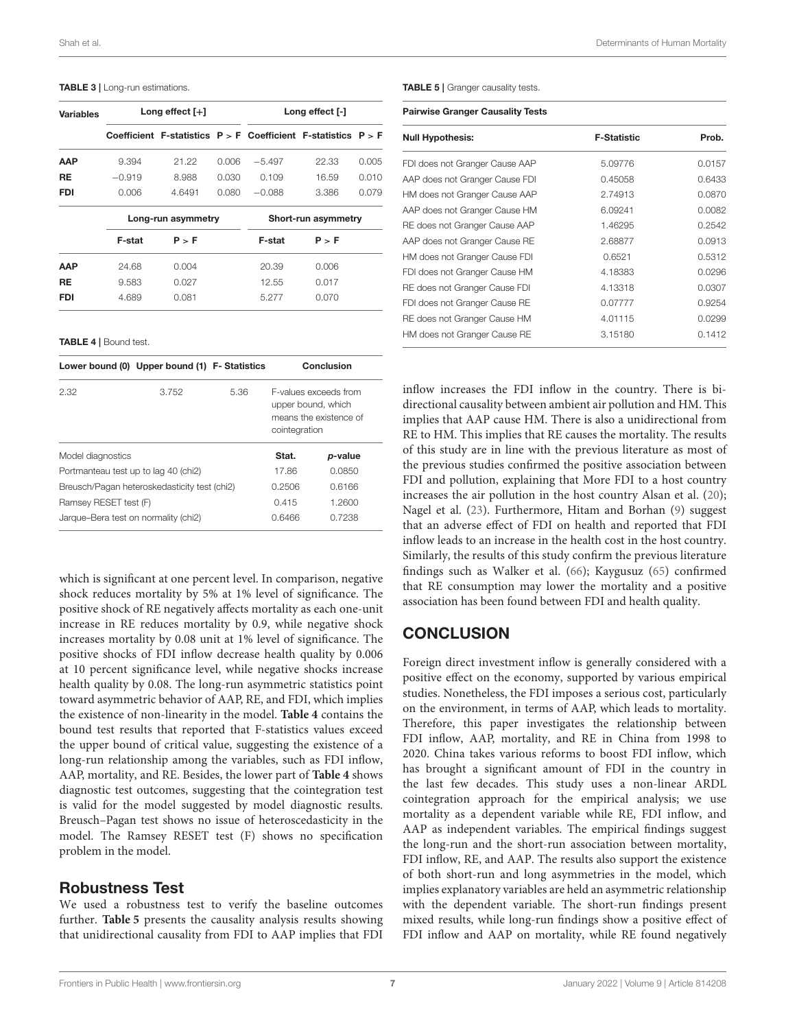**TABLE 3** | Long-run estimations.

| Variables | Long effect [+] | | | Long effect [-] | | |
|---|---|---|---|---|---|---|
| | Coefficient | F-statistics | P > F | Coefficient | F-statistics | P > F |
| **AAP** | 9.394 | 21.22 | 0.006 | −5.497 | 22.33 | 0.005 |
| **RE** | −0.919 | 8.988 | 0.030 | 0.109 | 16.59 | 0.010 |
| **FDI** | 0.006 | 4.6491 | 0.080 | −0.088 | 3.386 | 0.079 |
| | **Long-run asymmetry** | | | **Short-run asymmetry** | | |
| | F-stat | P > F | | F-stat | P > F | |
| **AAP** | 24.68 | 0.004 | | 20.39 | 0.006 | |
| **RE** | 9.583 | 0.027 | | 12.55 | 0.017 | |
| **FDI** | 4.689 | 0.081 | | 5.277 | 0.070 | |

**TABLE 4** | Bound test.

| Lower bound (0) | Upper bound (1) | F- Statistics | Conclusion |
|---|---|---|---|
| 2.32 | 3.752 | 5.36 | F-values exceeds from upper bound, which means the existence of cointegration |

| Model diagnostics | Stat. | *p*-value |
|---|---|---|
| Portmanteau test up to lag 40 (chi2) | 17.86 | 0.0850 |
| Breusch/Pagan heteroskedasticity test (chi2) | 0.2506 | 0.6166 |
| Ramsey RESET test (F) | 0.415 | 1.2600 |
| Jarque–Bera test on normality (chi2) | 0.6466 | 0.7238 |

which is significant at one percent level. In comparison, negative shock reduces mortality by 5% at 1% level of significance. The positive shock of RE negatively affects mortality as each one-unit increase in RE reduces mortality by 0.9, while negative shock increases mortality by 0.08 unit at 1% level of significance. The positive shocks of FDI inflow decrease health quality by 0.006 at 10 percent significance level, while negative shocks increase health quality by 0.08. The long-run asymmetric statistics point toward asymmetric behavior of AAP, RE, and FDI, which implies the existence of non-linearity in the model. **Table 4** contains the bound test results that reported that F-statistics values exceed the upper bound of critical value, suggesting the existence of a long-run relationship among the variables, such as FDI inflow, AAP, mortality, and RE. Besides, the lower part of **Table 4** shows diagnostic test outcomes, suggesting that the cointegration test is valid for the model suggested by model diagnostic results. Breusch–Pagan test shows no issue of heteroscedasticity in the model. The Ramsey RESET test (F) shows no specification problem in the model.

## Robustness Test

We used a robustness test to verify the baseline outcomes further. **Table 5** presents the causality analysis results showing that unidirectional causality from FDI to AAP implies that FDI inflow increases the FDI inflow in the country. There is bi-directional causality between ambient air pollution and HM. This implies that AAP cause HM. There is also a unidirectional from RE to HM. This implies that RE causes the mortality. The results of this study are in line with the previous literature as most of the previous studies confirmed the positive association between FDI and pollution, explaining that More FDI to a host country increases the air pollution in the host country Alsan et al. (20); Nagel et al. (23). Furthermore, Hitam and Borhan (9) suggest that an adverse effect of FDI on health and reported that FDI inflow leads to an increase in the health cost in the host country. Similarly, the results of this study confirm the previous literature findings such as Walker et al. (66); Kaygusuz (65) confirmed that RE consumption may lower the mortality and a positive association has been found between FDI and health quality.

**TABLE 5** | Granger causality tests.

| Pairwise Granger Causality Tests | | |
|---|---|---|
| **Null Hypothesis:** | **F-Statistic** | **Prob.** |
| FDI does not Granger Cause AAP | 5.09776 | 0.0157 |
| AAP does not Granger Cause FDI | 0.45058 | 0.6433 |
| HM does not Granger Cause AAP | 2.74913 | 0.0870 |
| AAP does not Granger Cause HM | 6.09241 | 0.0082 |
| RE does not Granger Cause AAP | 1.46295 | 0.2542 |
| AAP does not Granger Cause RE | 2.68877 | 0.0913 |
| HM does not Granger Cause FDI | 0.6521 | 0.5312 |
| FDI does not Granger Cause HM | 4.18383 | 0.0296 |
| RE does not Granger Cause FDI | 4.13318 | 0.0307 |
| FDI does not Granger Cause RE | 0.07777 | 0.9254 |
| RE does not Granger Cause HM | 4.01115 | 0.0299 |
| HM does not Granger Cause RE | 3.15180 | 0.1412 |

# CONCLUSION

Foreign direct investment inflow is generally considered with a positive effect on the economy, supported by various empirical studies. Nonetheless, the FDI imposes a serious cost, particularly on the environment, in terms of AAP, which leads to mortality. Therefore, this paper investigates the relationship between FDI inflow, AAP, mortality, and RE in China from 1998 to 2020. China takes various reforms to boost FDI inflow, which has brought a significant amount of FDI in the country in the last few decades. This study uses a non-linear ARDL cointegration approach for the empirical analysis; we use mortality as a dependent variable while RE, FDI inflow, and AAP as independent variables. The empirical findings suggest the long-run and the short-run association between mortality, FDI inflow, RE, and AAP. The results also support the existence of both short-run and long asymmetries in the model, which implies explanatory variables are held an asymmetric relationship with the dependent variable. The short-run findings present mixed results, while long-run findings show a positive effect of FDI inflow and AAP on mortality, while RE found negatively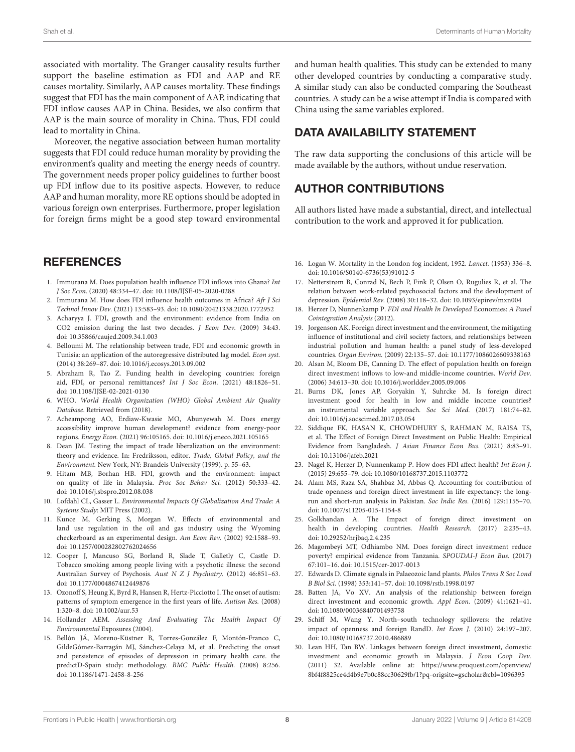associated with mortality. The Granger causality results further support the baseline estimation as FDI and AAP and RE causes mortality. Similarly, AAP causes mortality. These findings suggest that FDI has the main component of AAP, indicating that FDI inflow causes AAP in China. Besides, we also confirm that AAP is the main source of morality in China. Thus, FDI could lead to mortality in China.

Moreover, the negative association between human mortality suggests that FDI could reduce human morality by providing the environment's quality and meeting the energy needs of country. The government needs proper policy guidelines to further boost up FDI inflow due to its positive aspects. However, to reduce AAP and human morality, more RE options should be adopted in various foreign own enterprises. Furthermore, proper legislation for foreign firms might be a good step toward environmental and human health qualities. This study can be extended to many other developed countries by conducting a comparative study. A similar study can also be conducted comparing the Southeast countries. A study can be a wise attempt if India is compared with China using the same variables explored.

## DATA AVAILABILITY STATEMENT

The raw data supporting the conclusions of this article will be made available by the authors, without undue reservation.

## AUTHOR CONTRIBUTIONS

All authors listed have made a substantial, direct, and intellectual contribution to the work and approved it for publication.

## REFERENCES

1. Immurana M. Does population health influence FDI inflows into Ghana? *Int J Soc Econ*. (2020) 48:334–47. doi: 10.1108/IJSE-05-2020-0288
2. Immurana M. How does FDI influence health outcomes in Africa? *Afr J Sci Technol Innov Dev.* (2021) 13:583–93. doi: 10.1080/20421338.2020.1772952
3. Acharyya J. FDI, growth and the environment: evidence from India on CO2 emission during the last two decades. *J Econ Dev.* (2009) 34:43. doi: 10.35866/caujed.2009.34.1.003
4. Belloumi M. The relationship between trade, FDI and economic growth in Tunisia: an application of the autoregressive distributed lag model. *Econ syst.* (2014) 38:269–87. doi: 10.1016/j.ecosys.2013.09.002
5. Abraham R, Tao Z. Funding health in developing countries: foreign aid, FDI, or personal remittances? *Int J Soc Econ*. (2021) 48:1826–51. doi: 10.1108/IJSE-02-2021-0130
6. WHO. *World Health Organization (WHO) Global Ambient Air Quality Database*. Retrieved from (2018).
7. Acheampong AO, Erdiaw-Kwasie MO, Abunyewah M. Does energy accessibility improve human development? evidence from energy-poor regions. *Energy Econ.* (2021) 96:105165. doi: 10.1016/j.eneco.2021.105165
8. Dean JM. Testing the impact of trade liberalization on the environment: theory and evidence. In: Fredriksson, editor. *Trade, Global Policy, and the Environment.* New York, NY: Brandeis University (1999). p. 55–63.
9. Hitam MB, Borhan HB. FDI, growth and the environment: impact on quality of life in Malaysia. *Proc Soc Behav Sci.* (2012) 50:333–42. doi: 10.1016/j.sbspro.2012.08.038
10. Lofdahl CL, Gasser L. *Environmental Impacts Of Globalization And Trade: A Systems Study*: MIT Press (2002).
11. Kunce M, Gerking S, Morgan W. Effects of environmental and land use regulation in the oil and gas industry using the Wyoming checkerboard as an experimental design. *Am Econ Rev.* (2002) 92:1588–93. doi: 10.1257/000282802762024656
12. Cooper J, Mancuso SG, Borland R, Slade T, Galletly C, Castle D. Tobacco smoking among people living with a psychotic illness: the second Australian Survey of Psychosis. *Aust N Z J Psychiatry.* (2012) 46:851–63. doi: 10.1177/0004867412449876
13. Ozonoff S, Heung K, Byrd R, Hansen R, Hertz-Picciotto I. The onset of autism: patterns of symptom emergence in the first years of life. *Autism Res.* (2008) 1:320–8. doi: 10.1002/aur.53
14. Hollander AEM. *Assessing And Evaluating The Health Impact Of Environmental* Exposures (2004).
15. Bellón JÁ, Moreno-Küstner B, Torres-González F, Montón-Franco C, GildeGómez-Barragán MJ, Sánchez-Celaya M, et al. Predicting the onset and persistence of episodes of depression in primary health care. the predictD-Spain study: methodology. *BMC Public Health.* (2008) 8:256. doi: 10.1186/1471-2458-8-256
16. Logan W. Mortality in the London fog incident, 1952. *Lancet.* (1953) 336–8. doi: 10.1016/S0140-6736(53)91012-5
17. Netterstrøm B, Conrad N, Bech P, Fink P, Olsen O, Rugulies R, et al. The relation between work-related psychosocial factors and the development of depression. *Epidemiol Rev.* (2008) 30:118–32. doi: 10.1093/epirev/mxn004
18. Herzer D, Nunnenkamp P. *FDI and Health In Developed* Economies: *A Panel Cointegration Analysis* (2012).
19. Jorgenson AK. Foreign direct investment and the environment, the mitigating influence of institutional and civil society factors, and relationships between industrial pollution and human health: a panel study of less-developed countries. *Organ Environ.* (2009) 22:135–57. doi: 10.1177/1086026609338163
20. Alsan M, Bloom DE, Canning D. The effect of population health on foreign direct investment inflows to low-and middle-income countries. *World Dev.* (2006) 34:613–30. doi: 10.1016/j.worlddev.2005.09.006
21. Burns DK, Jones AP, Goryakin Y, Suhrcke M. Is foreign direct investment good for health in low and middle income countries? an instrumental variable approach. *Soc Sci Med.* (2017) 181:74–82. doi: 10.1016/j.socscimed.2017.03.054
22. Siddique FK, HASAN K, CHOWDHURY S, RAHMAN M, RAISA TS, et al. The Effect of Foreign Direct Investment on Public Health: Empirical Evidence from Bangladesh. *J Asian Finance Econ Bus.* (2021) 8:83–91. doi: 10.13106/jafeb.2021
23. Nagel K, Herzer D, Nunnenkamp P. How does FDI affect health? *Int Econ J.* (2015) 29:655–79. doi: 10.1080/10168737.2015.1103772
24. Alam MS, Raza SA, Shahbaz M, Abbas Q. Accounting for contribution of trade openness and foreign direct investment in life expectancy: the long-run and short-run analysis in Pakistan. *Soc Indic Res.* (2016) 129:1155–70. doi: 10.1007/s11205-015-1154-8
25. Golkhandan A. The Impact of foreign direct investment on health in developing countries. *Health Research.* (2017) 2:235–43. doi: 10.29252/hrjbaq.2.4.235
26. Magombeyi MT, Odhiambo NM. Does foreign direct investment reduce poverty? empirical evidence from Tanzania. *SPOUDAI-J Econ Bus.* (2017) 67:101–16. doi: 10.1515/cer-2017-0013
27. Edwards D. Climate signals in Palaeozoic land plants. *Philos Trans R Soc Lond B Biol Sci.* (1998) 353:141–57. doi: 10.1098/rstb.1998.0197
28. Batten JA, Vo XV. An analysis of the relationship between foreign direct investment and economic growth. *Appl Econ.* (2009) 41:1621–41. doi: 10.1080/00036840701493758
29. Schiff M, Wang Y. North–south technology spillovers: the relative impact of openness and foreign RandD. *Int Econ J.* (2010) 24:197–207. doi: 10.1080/10168737.2010.486889
30. Lean HH, Tan BW. Linkages between foreign direct investment, domestic investment and economic growth in Malaysia. *J Econ Coop Dev.* (2011) 32. Available online at: https://www.proquest.com/openview/8bf4f8825ce4d4b9e7b0c88cc30629fb/1?pq-origsite=gscholar&cbl=1096395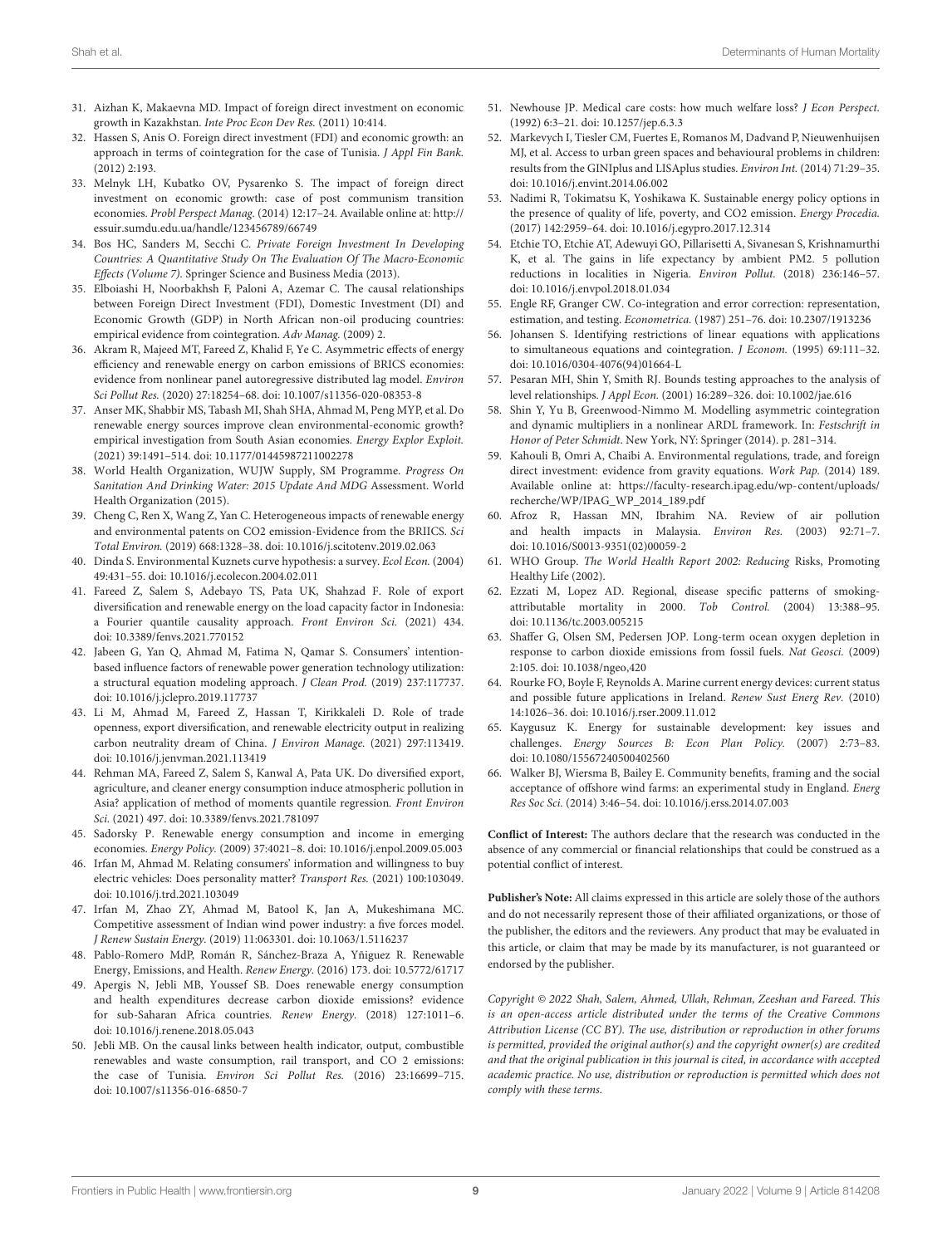31. Aizhan K, Makaevna MD. Impact of foreign direct investment on economic growth in Kazakhstan. *Inte Proc Econ Dev Res.* (2011) 10:414.
32. Hassen S, Anis O. Foreign direct investment (FDI) and economic growth: an approach in terms of cointegration for the case of Tunisia. *J Appl Fin Bank.* (2012) 2:193.
33. Melnyk LH, Kubatko OV, Pysarenko S. The impact of foreign direct investment on economic growth: case of post communism transition economies. *Probl Perspect Manag.* (2014) 12:17–24. Available online at: http://essuir.sumdu.edu.ua/handle/123456789/66749
34. Bos HC, Sanders M, Secchi C. *Private Foreign Investment In Developing Countries: A Quantitative Study On The Evaluation Of The Macro-Economic Effects (Volume 7).* Springer Science and Business Media (2013).
35. Elboiashi H, Noorbakhsh F, Paloni A, Azemar C. The causal relationships between Foreign Direct Investment (FDI), Domestic Investment (DI) and Economic Growth (GDP) in North African non-oil producing countries: empirical evidence from cointegration. *Adv Manag.* (2009) 2.
36. Akram R, Majeed MT, Fareed Z, Khalid F, Ye C. Asymmetric effects of energy efficiency and renewable energy on carbon emissions of BRICS economies: evidence from nonlinear panel autoregressive distributed lag model. *Environ Sci Pollut Res.* (2020) 27:18254–68. doi: 10.1007/s11356-020-08353-8
37. Anser MK, Shabbir MS, Tabash MI, Shah SHA, Ahmad M, Peng MYP, et al. Do renewable energy sources improve clean environmental-economic growth? empirical investigation from South Asian economies. *Energy Explor Exploit.* (2021) 39:1491–514. doi: 10.1177/01445987211002278
38. World Health Organization, WUJW Supply, SM Programme. *Progress On Sanitation And Drinking Water: 2015 Update And MDG* Assessment. World Health Organization (2015).
39. Cheng C, Ren X, Wang Z, Yan C. Heterogeneous impacts of renewable energy and environmental patents on CO2 emission-Evidence from the BRIICS. *Sci Total Environ.* (2019) 668:1328–38. doi: 10.1016/j.scitotenv.2019.02.063
40. Dinda S. Environmental Kuznets curve hypothesis: a survey. *Ecol Econ.* (2004) 49:431–55. doi: 10.1016/j.ecolecon.2004.02.011
41. Fareed Z, Salem S, Adebayo TS, Pata UK, Shahzad F. Role of export diversification and renewable energy on the load capacity factor in Indonesia: a Fourier quantile causality approach. *Front Environ Sci.* (2021) 434. doi: 10.3389/fenvs.2021.770152
42. Jabeen G, Yan Q, Ahmad M, Fatima N, Qamar S. Consumers' intention-based influence factors of renewable power generation technology utilization: a structural equation modeling approach. *J Clean Prod.* (2019) 237:117737. doi: 10.1016/j.jclepro.2019.117737
43. Li M, Ahmad M, Fareed Z, Hassan T, Kirikkaleli D. Role of trade openness, export diversification, and renewable electricity output in realizing carbon neutrality dream of China. *J Environ Manage.* (2021) 297:113419. doi: 10.1016/j.jenvman.2021.113419
44. Rehman MA, Fareed Z, Salem S, Kanwal A, Pata UK. Do diversified export, agriculture, and cleaner energy consumption induce atmospheric pollution in Asia? application of method of moments quantile regression. *Front Environ Sci.* (2021) 497. doi: 10.3389/fenvs.2021.781097
45. Sadorsky P. Renewable energy consumption and income in emerging economies. *Energy Policy.* (2009) 37:4021–8. doi: 10.1016/j.enpol.2009.05.003
46. Irfan M, Ahmad M. Relating consumers' information and willingness to buy electric vehicles: Does personality matter? *Transport Res.* (2021) 100:103049. doi: 10.1016/j.trd.2021.103049
47. Irfan M, Zhao ZY, Ahmad M, Batool K, Jan A, Mukeshimana MC. Competitive assessment of Indian wind power industry: a five forces model. *J Renew Sustain Energy.* (2019) 11:063301. doi: 10.1063/1.5116237
48. Pablo-Romero MdP, Román R, Sánchez-Braza A, Yñiguez R. Renewable Energy, Emissions, and Health. *Renew Energy.* (2016) 173. doi: 10.5772/61717
49. Apergis N, Jebli MB, Youssef SB. Does renewable energy consumption and health expenditures decrease carbon dioxide emissions? evidence for sub-Saharan Africa countries. *Renew Energy.* (2018) 127:1011–6. doi: 10.1016/j.renene.2018.05.043
50. Jebli MB. On the causal links between health indicator, output, combustible renewables and waste consumption, rail transport, and CO 2 emissions: the case of Tunisia. *Environ Sci Pollut Res.* (2016) 23:16699–715. doi: 10.1007/s11356-016-6850-7
51. Newhouse JP. Medical care costs: how much welfare loss? *J Econ Perspect.* (1992) 6:3–21. doi: 10.1257/jep.6.3.3
52. Markevych I, Tiesler CM, Fuertes E, Romanos M, Dadvand P, Nieuwenhuijsen MJ, et al. Access to urban green spaces and behavioural problems in children: results from the GINIplus and LISAplus studies. *Environ Int.* (2014) 71:29–35. doi: 10.1016/j.envint.2014.06.002
53. Nadimi R, Tokimatsu K, Yoshikawa K. Sustainable energy policy options in the presence of quality of life, poverty, and CO2 emission. *Energy Procedia.* (2017) 142:2959–64. doi: 10.1016/j.egypro.2017.12.314
54. Etchie TO, Etchie AT, Adewuyi GO, Pillarisetti A, Sivanesan S, Krishnamurthi K, et al. The gains in life expectancy by ambient PM2. 5 pollution reductions in localities in Nigeria. *Environ Pollut.* (2018) 236:146–57. doi: 10.1016/j.envpol.2018.01.034
55. Engle RF, Granger CW. Co-integration and error correction: representation, estimation, and testing. *Econometrica.* (1987) 251–76. doi: 10.2307/1913236
56. Johansen S. Identifying restrictions of linear equations with applications to simultaneous equations and cointegration. *J Econom.* (1995) 69:111–32. doi: 10.1016/0304-4076(94)01664-L
57. Pesaran MH, Shin Y, Smith RJ. Bounds testing approaches to the analysis of level relationships. *J Appl Econ.* (2001) 16:289–326. doi: 10.1002/jae.616
58. Shin Y, Yu B, Greenwood-Nimmo M. Modelling asymmetric cointegration and dynamic multipliers in a nonlinear ARDL framework. In: *Festschrift in Honor of Peter Schmidt*. New York, NY: Springer (2014). p. 281–314.
59. Kahouli B, Omri A, Chaibi A. Environmental regulations, trade, and foreign direct investment: evidence from gravity equations. *Work Pap.* (2014) 189. Available online at: https://faculty-research.ipag.edu/wp-content/uploads/recherche/WP/IPAG_WP_2014_189.pdf
60. Afroz R, Hassan MN, Ibrahim NA. Review of air pollution and health impacts in Malaysia. *Environ Res.* (2003) 92:71–7. doi: 10.1016/S0013-9351(02)00059-2
61. WHO Group. *The World Health Report 2002: Reducing* Risks, Promoting Healthy Life (2002).
62. Ezzati M, Lopez AD. Regional, disease specific patterns of smoking-attributable mortality in 2000. *Tob Control.* (2004) 13:388–95. doi: 10.1136/tc.2003.005215
63. Shaffer G, Olsen SM, Pedersen JOP. Long-term ocean oxygen depletion in response to carbon dioxide emissions from fossil fuels. *Nat Geosci.* (2009) 2:105. doi: 10.1038/ngeo,420
64. Rourke FO, Boyle F, Reynolds A. Marine current energy devices: current status and possible future applications in Ireland. *Renew Sust Energ Rev.* (2010) 14:1026–36. doi: 10.1016/j.rser.2009.11.012
65. Kaygusuz K. Energy for sustainable development: key issues and challenges. *Energy Sources B: Econ Plan Policy.* (2007) 2:73–83. doi: 10.1080/15567240500402560
66. Walker BJ, Wiersma B, Bailey E. Community benefits, framing and the social acceptance of offshore wind farms: an experimental study in England. *Energ Res Soc Sci.* (2014) 3:46–54. doi: 10.1016/j.erss.2014.07.003

**Conflict of Interest:** The authors declare that the research was conducted in the absence of any commercial or financial relationships that could be construed as a potential conflict of interest.

**Publisher's Note:** All claims expressed in this article are solely those of the authors and do not necessarily represent those of their affiliated organizations, or those of the publisher, the editors and the reviewers. Any product that may be evaluated in this article, or claim that may be made by its manufacturer, is not guaranteed or endorsed by the publisher.

*Copyright © 2022 Shah, Salem, Ahmed, Ullah, Rehman, Zeeshan and Fareed. This is an open-access article distributed under the terms of the Creative Commons Attribution License (CC BY). The use, distribution or reproduction in other forums is permitted, provided the original author(s) and the copyright owner(s) are credited and that the original publication in this journal is cited, in accordance with accepted academic practice. No use, distribution or reproduction is permitted which does not comply with these terms.*